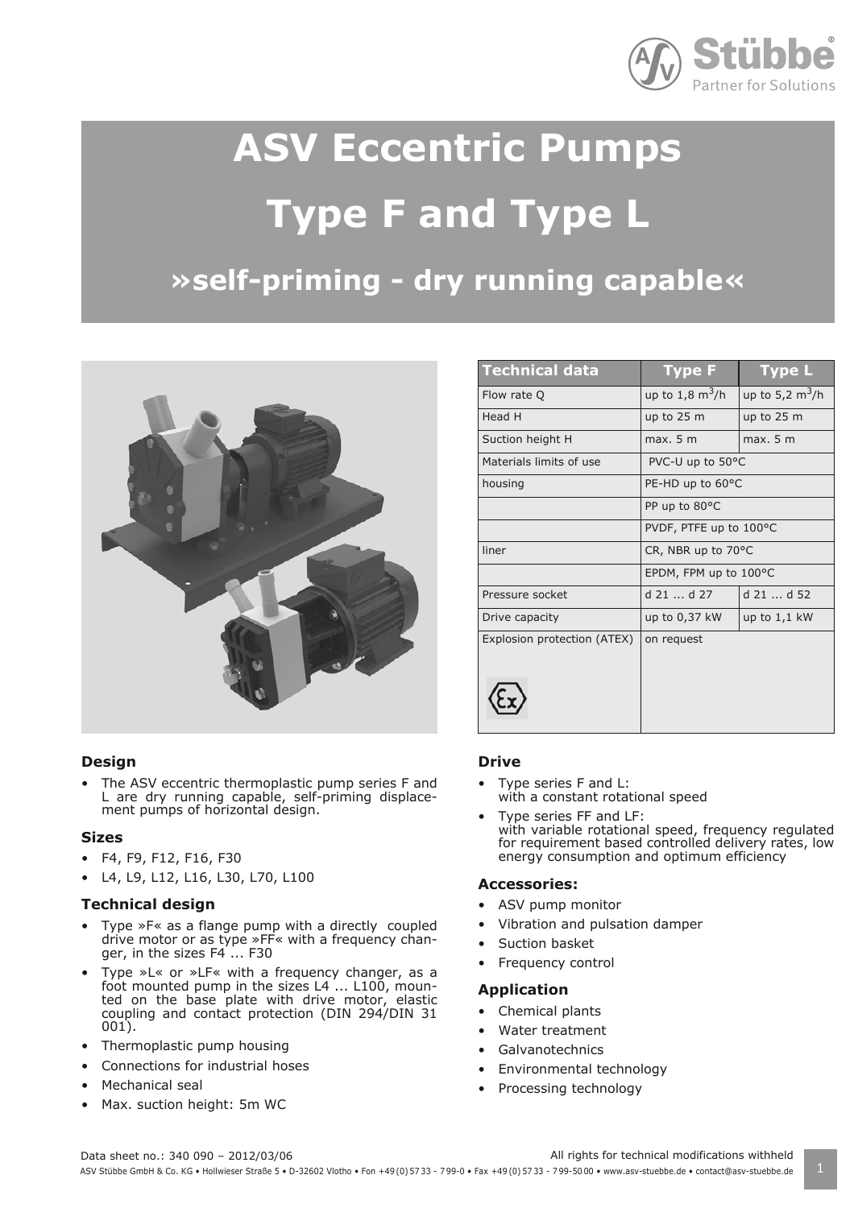# ASV Eccentric Pumps

# Type F and Type L

## »self-priming - dry running capable«

| Technical data | Type F | Type L |
|---|---|---|
| Flow rate Q | up to 1,8 $m^3$/h | up to 5,2 $m^3$/h |
| Head H | up to 25 m | up to 25 m |
| Suction height H | max. 5 m | max. 5 m |
| Materials limits of use | PVC-U up to 50°C | |
| housing | PE-HD up to 60°C | |
| | PP up to 80°C | |
| | PVDF, PTFE up to 100°C | |
| liner | CR, NBR up to 70°C | |
| | EPDM, FPM up to 100°C | |
| Pressure socket | d 21 ... d 27 | d 21 ... d 52 |
| Drive capacity | up to 0,37 kW | up to 1,1 kW |
| Explosion protection (ATEX) | on request | |

### Design

- The ASV eccentric thermoplastic pump series F and L are dry running capable, self-priming displacement pumps of horizontal design.

### Sizes

- F4, F9, F12, F16, F30
- L4, L9, L12, L16, L30, L70, L100

### Technical design

- Type »F« as a flange pump with a directly coupled drive motor or as type »FF« with a frequency changer, in the sizes F4 ... F30
- Type »L« or »LF« with a frequency changer, as a foot mounted pump in the sizes L4 ... L100, mounted on the base plate with drive motor, elastic coupling and contact protection (DIN 294/DIN 31 001).
- Thermoplastic pump housing
- Connections for industrial hoses
- Mechanical seal
- Max. suction height: 5m WC

### Drive

- Type series F and L:
  with a constant rotational speed
- Type series FF and LF:
  with variable rotational speed, frequency regulated for requirement based controlled delivery rates, low energy consumption and optimum efficiency

### Accessories:

- ASV pump monitor
- Vibration and pulsation damper
- Suction basket
- Frequency control

### Application

- Chemical plants
- Water treatment
- Galvanotechnics
- Environmental technology
- Processing technology

Data sheet no.: 340 090 – 2012/03/06

All rights for technical modifications withheld

ASV Stübbe GmbH & Co. KG • Hollwieser Straße 5 • D-32602 Vlotho • Fon +49 (0) 57 33 - 7 99-0 • Fax +49 (0) 57 33 - 7 99-50 00 • www.asv-stuebbe.de • contact@asv-stuebbe.de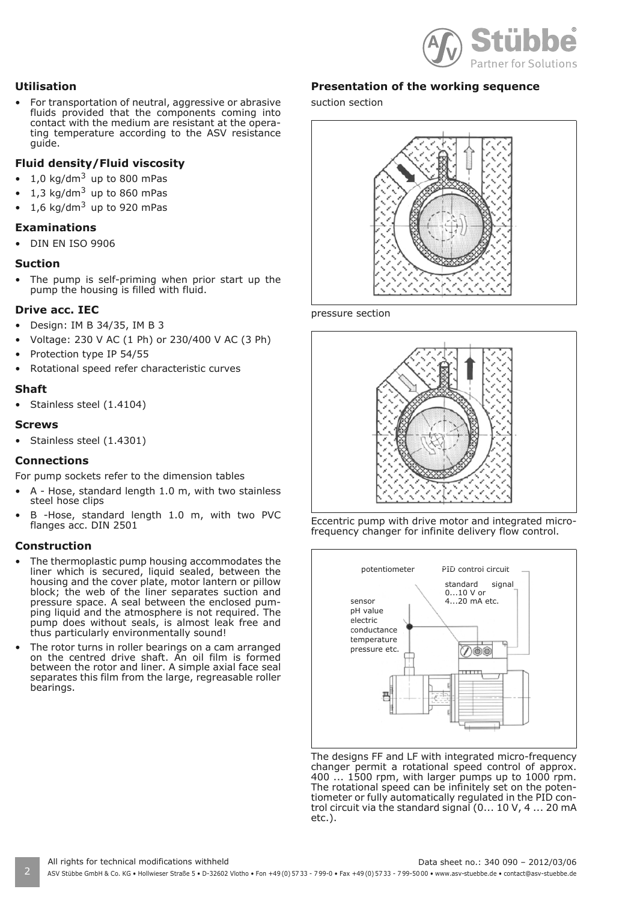## Utilisation

- For transportation of neutral, aggressive or abrasive fluids provided that the components coming into contact with the medium are resistant at the operating temperature according to the ASV resistance guide.

## Fluid density/Fluid viscosity

- 1,0 kg/dm$^3$ up to 800 mPas
- 1,3 kg/dm$^3$ up to 860 mPas
- 1,6 kg/dm$^3$ up to 920 mPas

## Examinations

- DIN EN ISO 9906

## Suction

- The pump is self-priming when prior start up the pump the housing is filled with fluid.

## Drive acc. IEC

- Design: IM B 34/35, IM B 3
- Voltage: 230 V AC (1 Ph) or 230/400 V AC (3 Ph)
- Protection type IP 54/55
- Rotational speed refer characteristic curves

## Shaft

- Stainless steel (1.4104)

## Screws

- Stainless steel (1.4301)

## Connections

For pump sockets refer to the dimension tables

- A - Hose, standard length 1.0 m, with two stainless steel hose clips
- B -Hose, standard length 1.0 m, with two PVC flanges acc. DIN 2501

## Construction

- The thermoplastic pump housing accommodates the liner which is secured, liquid sealed, between the housing and the cover plate, motor lantern or pillow block; the web of the liner separates suction and pressure space. A seal between the enclosed pumping liquid and the atmosphere is not required. The pump does without seals, is almost leak free and thus particularly environmentally sound!
- The rotor turns in roller bearings on a cam arranged on the centred drive shaft. An oil film is formed between the rotor and liner. A simple axial face seal separates this film from the large, regreasable roller bearings.

## Presentation of the working sequence

suction section

pressure section

Eccentric pump with drive motor and integrated micro-frequency changer for infinite delivery flow control.

The designs FF and LF with integrated micro-frequency changer permit a rotational speed control of approx. 400 ... 1500 rpm, with larger pumps up to 1000 rpm. The rotational speed can be infinitely set on the potentiometer or fully automatically regulated in the PID control circuit via the standard signal (0... 10 V, 4 ... 20 mA etc.).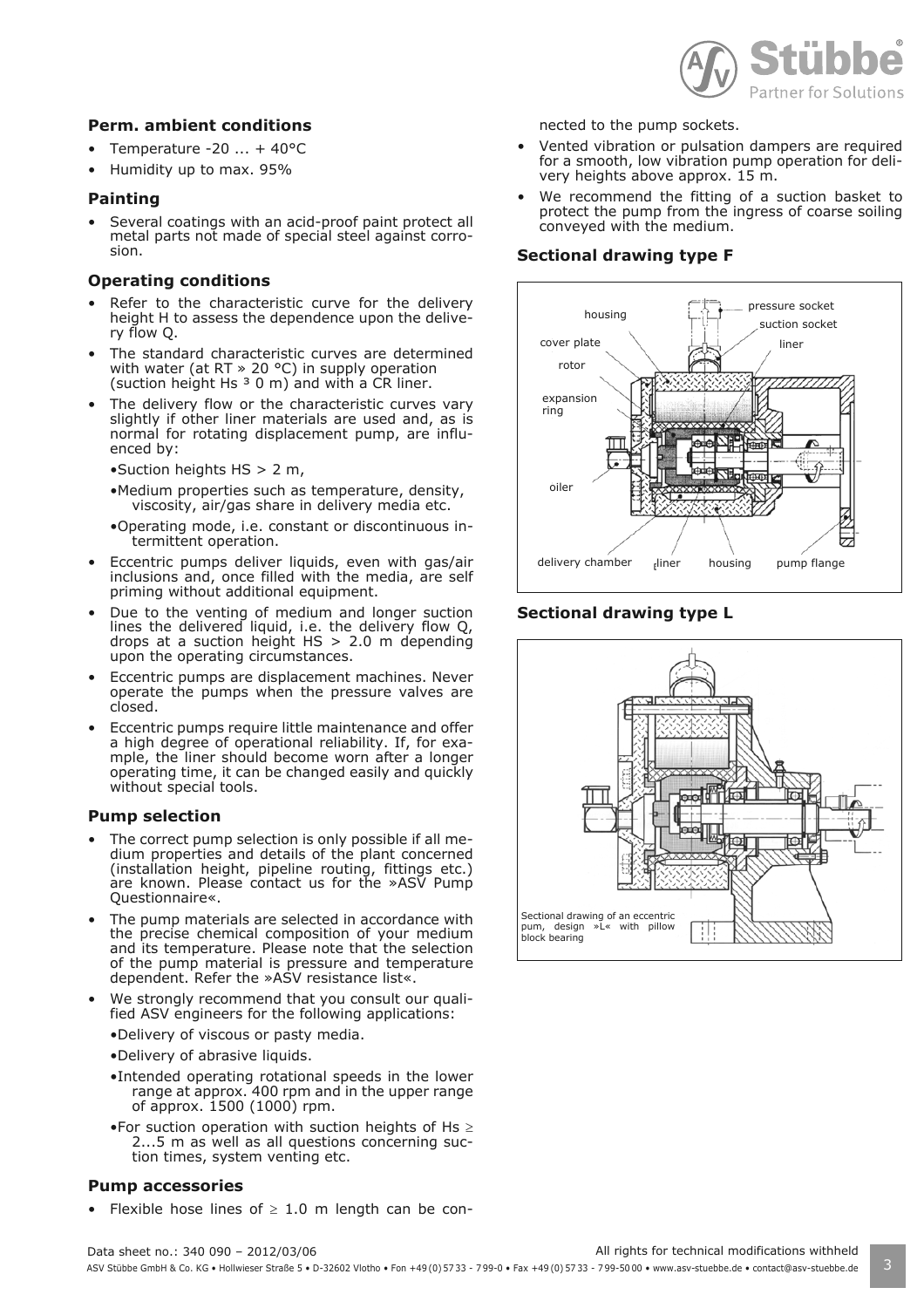## Perm. ambient conditions

- Temperature -20 ... + 40°C
- Humidity up to max. 95%

## Painting

- Several coatings with an acid-proof paint protect all metal parts not made of special steel against corrosion.

## Operating conditions

- Refer to the characteristic curve for the delivery height H to assess the dependence upon the delivery flow Q.
- The standard characteristic curves are determined with water (at RT » 20 °C) in supply operation (suction height Hs ³ 0 m) and with a CR liner.
- The delivery flow or the characteristic curves vary slightly if other liner materials are used and, as is normal for rotating displacement pump, are influenced by:
  - Suction heights HS > 2 m,
  - Medium properties such as temperature, density, viscosity, air/gas share in delivery media etc.
  - Operating mode, i.e. constant or discontinuous intermittent operation.
- Eccentric pumps deliver liquids, even with gas/air inclusions and, once filled with the media, are self priming without additional equipment.
- Due to the venting of medium and longer suction lines the delivered liquid, i.e. the delivery flow Q, drops at a suction height HS > 2.0 m depending upon the operating circumstances.
- Eccentric pumps are displacement machines. Never operate the pumps when the pressure valves are closed.
- Eccentric pumps require little maintenance and offer a high degree of operational reliability. If, for example, the liner should become worn after a longer operating time, it can be changed easily and quickly without special tools.

## Pump selection

- The correct pump selection is only possible if all medium properties and details of the plant concerned (installation height, pipeline routing, fittings etc.) are known. Please contact us for the »ASV Pump Questionnaire«.
- The pump materials are selected in accordance with the precise chemical composition of your medium and its temperature. Please note that the selection of the pump material is pressure and temperature dependent. Refer the »ASV resistance list«.
- We strongly recommend that you consult our qualified ASV engineers for the following applications:
  - Delivery of viscous or pasty media.
  - Delivery of abrasive liquids.
  - Intended operating rotational speeds in the lower range at approx. 400 rpm and in the upper range of approx. 1500 (1000) rpm.
  - For suction operation with suction heights of Hs ≥ 2...5 m as well as all questions concerning suction times, system venting etc.

## Pump accessories

- Flexible hose lines of ≥ 1.0 m length can be connected to the pump sockets.
- Vented vibration or pulsation dampers are required for a smooth, low vibration pump operation for delivery heights above approx. 15 m.
- We recommend the fitting of a suction basket to protect the pump from the ingress of coarse soiling conveyed with the medium.

## Sectional drawing type F

housing, pressure socket, suction socket, cover plate, liner, rotor, expansion ring, oiler, delivery chamber, liner, housing, pump flange

## Sectional drawing type L

Sectional drawing of an eccentric pum, design »L« with pillow block bearing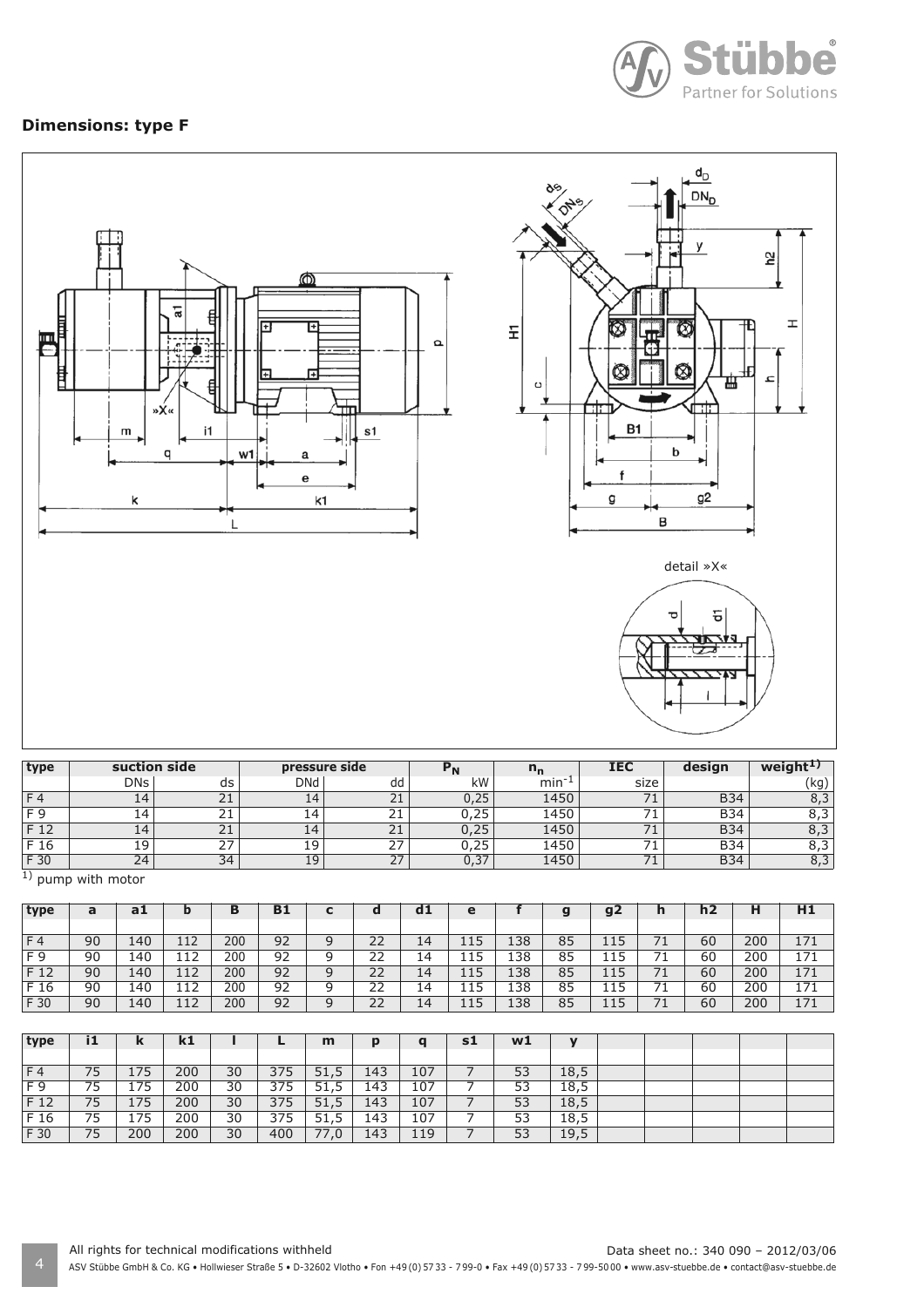## Dimensions: type F

detail »X«

| type | suction side | | pressure side | | $P_N$ | $n_n$ | IEC | design | weight[1] |
|---|---|---|---|---|---|---|---|---|---|
| | DNs | ds | DNd | dd | kW | $min^{-1}$ | size | | (kg) |
| F 4 | 14 | 21 | 14 | 21 | 0,25 | 1450 | 71 | B34 | 8,3 |
| F 9 | 14 | 21 | 14 | 21 | 0,25 | 1450 | 71 | B34 | 8,3 |
| F 12 | 14 | 21 | 14 | 21 | 0,25 | 1450 | 71 | B34 | 8,3 |
| F 16 | 19 | 27 | 19 | 27 | 0,25 | 1450 | 71 | B34 | 8,3 |
| F 30 | 24 | 34 | 19 | 27 | 0,37 | 1450 | 71 | B34 | 8,3 |

[1] pump with motor

| type | a | a1 | b | B | B1 | c | d | d1 | e | f | g | g2 | h | h2 | H | H1 |
|---|---|---|---|---|---|---|---|---|---|---|---|---|---|---|---|---|
| F 4 | 90 | 140 | 112 | 200 | 92 | 9 | 22 | 14 | 115 | 138 | 85 | 115 | 71 | 60 | 200 | 171 |
| F 9 | 90 | 140 | 112 | 200 | 92 | 9 | 22 | 14 | 115 | 138 | 85 | 115 | 71 | 60 | 200 | 171 |
| F 12 | 90 | 140 | 112 | 200 | 92 | 9 | 22 | 14 | 115 | 138 | 85 | 115 | 71 | 60 | 200 | 171 |
| F 16 | 90 | 140 | 112 | 200 | 92 | 9 | 22 | 14 | 115 | 138 | 85 | 115 | 71 | 60 | 200 | 171 |
| F 30 | 90 | 140 | 112 | 200 | 92 | 9 | 22 | 14 | 115 | 138 | 85 | 115 | 71 | 60 | 200 | 171 |

| type | i1 | k | k1 | l | L | m | p | q | s1 | w1 | y |
|---|---|---|---|---|---|---|---|---|---|---|---|
| F 4 | 75 | 175 | 200 | 30 | 375 | 51,5 | 143 | 107 | 7 | 53 | 18,5 |
| F 9 | 75 | 175 | 200 | 30 | 375 | 51,5 | 143 | 107 | 7 | 53 | 18,5 |
| F 12 | 75 | 175 | 200 | 30 | 375 | 51,5 | 143 | 107 | 7 | 53 | 18,5 |
| F 16 | 75 | 175 | 200 | 30 | 375 | 51,5 | 143 | 107 | 7 | 53 | 18,5 |
| F 30 | 75 | 200 | 200 | 30 | 400 | 77,0 | 143 | 119 | 7 | 53 | 19,5 |

All rights for technical modifications withheld

Data sheet no.: 340 090 – 2012/03/06

ASV Stübbe GmbH & Co. KG • Hollwieser Straße 5 • D-32602 Vlotho • Fon +49 (0) 57 33 - 799-0 • Fax +49 (0) 57 33 - 799-50 00 • www.asv-stuebbe.de • contact@asv-stuebbe.de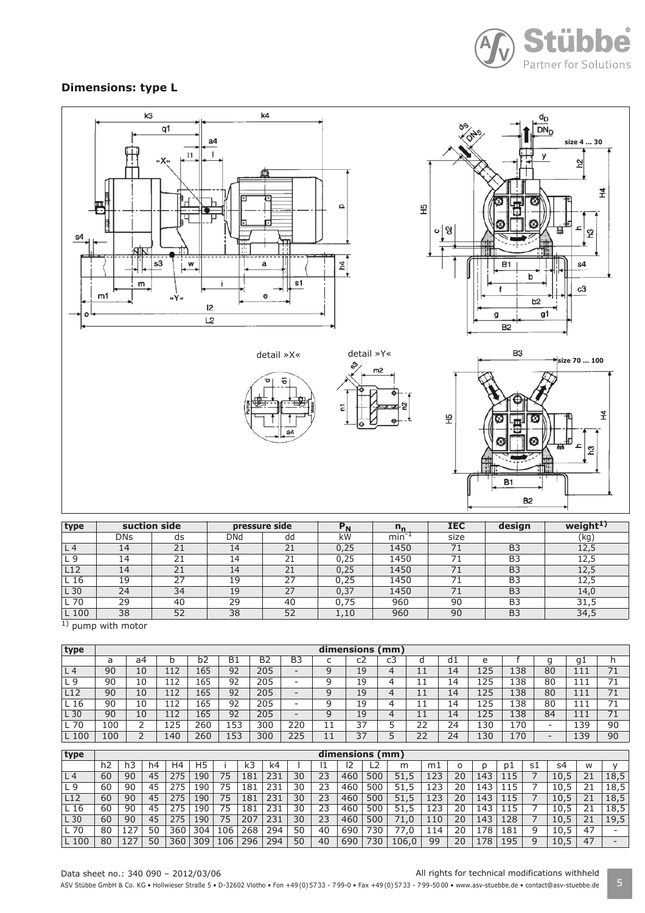## Dimensions: type L

| type | suction side | | pressure side | | $P_N$ | $n_n$ | IEC | design | weight[1)] |
|---|---|---|---|---|---|---|---|---|---|
| | DNs | ds | DNd | dd | kW | $min^{-1}$ | size | | (kg) |
| L 4 | 14 | 21 | 14 | 21 | 0,25 | 1450 | 71 | B3 | 12,5 |
| L 9 | 14 | 21 | 14 | 21 | 0,25 | 1450 | 71 | B3 | 12,5 |
| L12 | 14 | 21 | 14 | 21 | 0,25 | 1450 | 71 | B3 | 12,5 |
| L 16 | 19 | 27 | 19 | 27 | 0,25 | 1450 | 71 | B3 | 12,5 |
| L 30 | 24 | 34 | 19 | 27 | 0,37 | 1450 | 71 | B3 | 14,0 |
| L 70 | 29 | 40 | 29 | 40 | 0,75 | 960 | 90 | B3 | 31,5 |
| L 100 | 38 | 52 | 38 | 52 | 1,10 | 960 | 90 | B3 | 34,5 |

[1)] pump with motor

| type | dimensions (mm) | | | | | | | | | | | | | | | | |
|---|---|---|---|---|---|---|---|---|---|---|---|---|---|---|---|---|---|
| | a | a4 | b | b2 | B1 | B2 | B3 | c | c2 | c3 | d | d1 | e | f | g | g1 | h |
| L 4 | 90 | 10 | 112 | 165 | 92 | 205 | - | 9 | 19 | 4 | 11 | 14 | 125 | 138 | 80 | 111 | 71 |
| L 9 | 90 | 10 | 112 | 165 | 92 | 205 | - | 9 | 19 | 4 | 11 | 14 | 125 | 138 | 80 | 111 | 71 |
| L12 | 90 | 10 | 112 | 165 | 92 | 205 | - | 9 | 19 | 4 | 11 | 14 | 125 | 138 | 80 | 111 | 71 |
| L 16 | 90 | 10 | 112 | 165 | 92 | 205 | - | 9 | 19 | 4 | 11 | 14 | 125 | 138 | 80 | 111 | 71 |
| L 30 | 90 | 10 | 112 | 165 | 92 | 205 | - | 9 | 19 | 4 | 11 | 14 | 125 | 138 | 84 | 111 | 71 |
| L 70 | 100 | 2 | 125 | 260 | 153 | 300 | 220 | 11 | 37 | 5 | 22 | 24 | 130 | 170 | - | 139 | 90 |
| L 100 | 100 | 2 | 140 | 260 | 153 | 300 | 225 | 11 | 37 | 5 | 22 | 24 | 130 | 170 | - | 139 | 90 |

| type | dimensions (mm) | | | | | | | | | | | | | | | | | | | | | |
|---|---|---|---|---|---|---|---|---|---|---|---|---|---|---|---|---|---|---|---|---|---|---|
| | h2 | h3 | h4 | H4 | H5 | i | k3 | k4 | l | l1 | l2 | L2 | m | m1 | o | p | p1 | s1 | s4 | w | y |
| L 4 | 60 | 90 | 45 | 275 | 190 | 75 | 181 | 231 | 30 | 23 | 460 | 500 | 51,5 | 123 | 20 | 143 | 115 | 7 | 10,5 | 21 | 18,5 |
| L 9 | 60 | 90 | 45 | 275 | 190 | 75 | 181 | 231 | 30 | 23 | 460 | 500 | 51,5 | 123 | 20 | 143 | 115 | 7 | 10,5 | 21 | 18,5 |
| L12 | 60 | 90 | 45 | 275 | 190 | 75 | 181 | 231 | 30 | 23 | 460 | 500 | 51,5 | 123 | 20 | 143 | 115 | 7 | 10,5 | 21 | 18,5 |
| L 16 | 60 | 90 | 45 | 275 | 190 | 75 | 181 | 231 | 30 | 23 | 460 | 500 | 51,5 | 123 | 20 | 143 | 115 | 7 | 10,5 | 21 | 18,5 |
| L 30 | 60 | 90 | 45 | 275 | 190 | 75 | 207 | 231 | 30 | 23 | 460 | 500 | 71,0 | 110 | 20 | 143 | 128 | 7 | 10,5 | 21 | 19,5 |
| L 70 | 80 | 127 | 50 | 360 | 304 | 106 | 268 | 294 | 50 | 40 | 690 | 730 | 77,0 | 114 | 20 | 178 | 181 | 9 | 10,5 | 47 | - |
| L 100 | 80 | 127 | 50 | 360 | 309 | 106 | 296 | 294 | 50 | 40 | 690 | 730 | 106,0 | 99 | 20 | 178 | 195 | 9 | 10,5 | 47 | - |

Data sheet no.: 340 090 – 2012/03/06

All rights for technical modifications withheld

ASV Stübbe GmbH & Co. KG • Hollwieser Straße 5 • D-32602 Vlotho • Fon +49 (0) 57 33 - 7 99-0 • Fax +49 (0) 57 33 - 7 99-50 00 • www.asv-stuebbe.de • contact@asv-stuebbe.de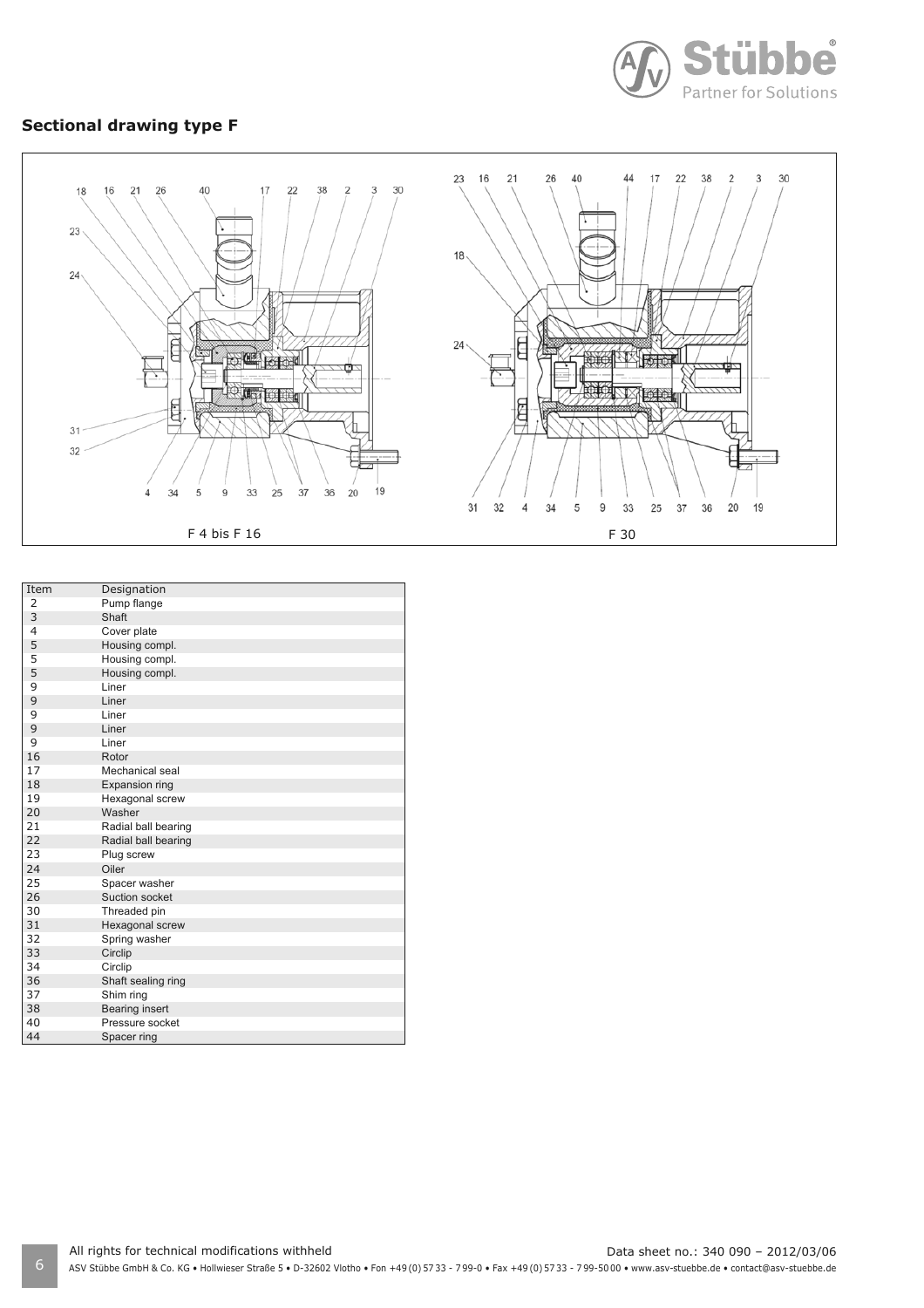## Sectional drawing type F

F 4 bis F 16

F 30

| Item | Designation |
|---|---|
| 2 | Pump flange |
| 3 | Shaft |
| 4 | Cover plate |
| 5 | Housing compl. |
| 5 | Housing compl. |
| 5 | Housing compl. |
| 9 | Liner |
| 9 | Liner |
| 9 | Liner |
| 9 | Liner |
| 9 | Liner |
| 16 | Rotor |
| 17 | Mechanical seal |
| 18 | Expansion ring |
| 19 | Hexagonal screw |
| 20 | Washer |
| 21 | Radial ball bearing |
| 22 | Radial ball bearing |
| 23 | Plug screw |
| 24 | Oiler |
| 25 | Spacer washer |
| 26 | Suction socket |
| 30 | Threaded pin |
| 31 | Hexagonal screw |
| 32 | Spring washer |
| 33 | Circlip |
| 34 | Circlip |
| 36 | Shaft sealing ring |
| 37 | Shim ring |
| 38 | Bearing insert |
| 40 | Pressure socket |
| 44 | Spacer ring |

All rights for technical modifications withheld

Data sheet no.: 340 090 – 2012/03/06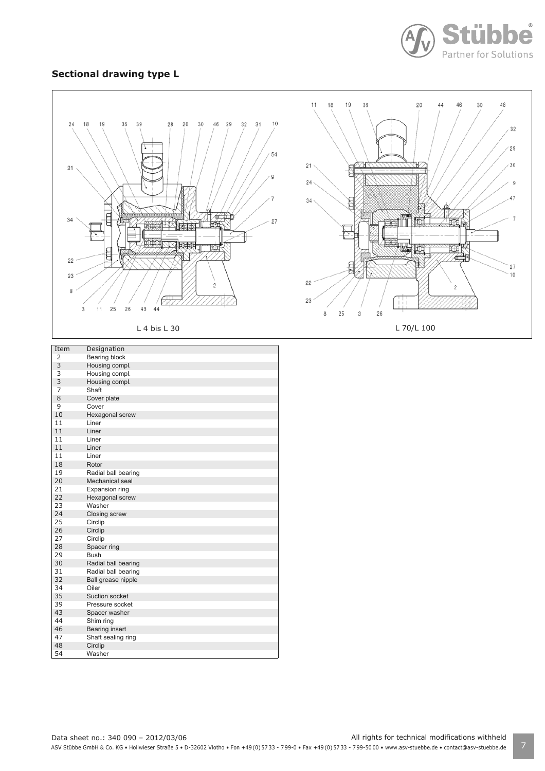## Sectional drawing type L

L 4 bis L 30

L 70/L 100

| Item | Designation |
|---|---|
| 2 | Bearing block |
| 3 | Housing compl. |
| 3 | Housing compl. |
| 3 | Housing compl. |
| 7 | Shaft |
| 8 | Cover plate |
| 9 | Cover |
| 10 | Hexagonal screw |
| 11 | Liner |
| 11 | Liner |
| 11 | Liner |
| 11 | Liner |
| 11 | Liner |
| 18 | Rotor |
| 19 | Radial ball bearing |
| 20 | Mechanical seal |
| 21 | Expansion ring |
| 22 | Hexagonal screw |
| 23 | Washer |
| 24 | Closing screw |
| 25 | Circlip |
| 26 | Circlip |
| 27 | Circlip |
| 28 | Spacer ring |
| 29 | Bush |
| 30 | Radial ball bearing |
| 31 | Radial ball bearing |
| 32 | Ball grease nipple |
| 34 | Oiler |
| 35 | Suction socket |
| 39 | Pressure socket |
| 43 | Spacer washer |
| 44 | Shim ring |
| 46 | Bearing insert |
| 47 | Shaft sealing ring |
| 48 | Circlip |
| 54 | Washer |

Data sheet no.: 340 090 – 2012/03/06

All rights for technical modifications withheld

ASV Stübbe GmbH & Co. KG • Hollwieser Straße 5 • D-32602 Vlotho • Fon +49 (0) 57 33 - 7 99-0 • Fax +49 (0) 57 33 - 7 99-50 00 • www.asv-stuebbe.de • contact@asv-stuebbe.de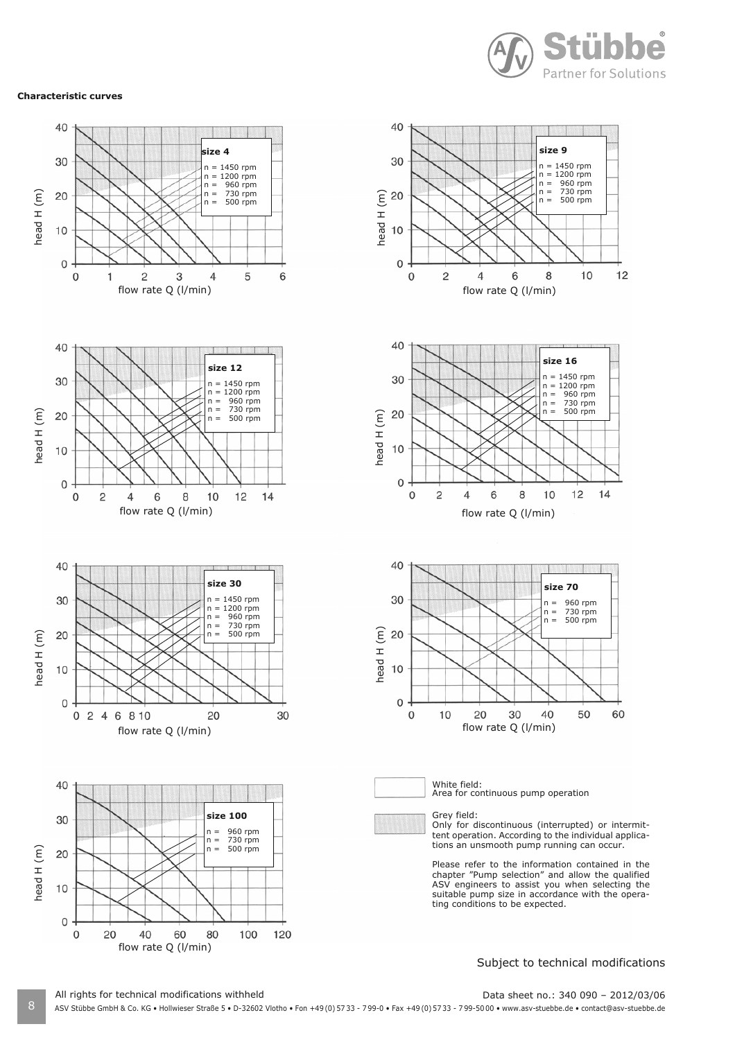**Characteristic curves**

**size 4**

n = 1450 rpm
n = 1200 rpm
n = 960 rpm
n = 730 rpm
n = 500 rpm

head H (m)
0 10 20 30 40
flow rate Q (l/min)
0 1 2 3 4 5 6

**size 9**

n = 1450 rpm
n = 1200 rpm
n = 960 rpm
n = 730 rpm
n = 500 rpm

head H (m)
0 10 20 30 40
flow rate Q (l/min)
0 2 4 6 8 10 12

**size 12**

n = 1450 rpm
n = 1200 rpm
n = 960 rpm
n = 730 rpm
n = 500 rpm

head H (m)
0 10 20 30 40
flow rate Q (l/min)
0 2 4 6 8 10 12 14

**size 16**

n = 1450 rpm
n = 1200 rpm
n = 960 rpm
n = 730 rpm
n = 500 rpm

head H (m)
0 10 20 30 40
flow rate Q (l/min)
0 2 4 6 8 10 12 14

**size 30**

n = 1450 rpm
n = 1200 rpm
n = 960 rpm
n = 730 rpm
n = 500 rpm

head H (m)
0 10 20 30 40
flow rate Q (l/min)
0 2 4 6 8 10 20 30

**size 70**

n = 960 rpm
n = 730 rpm
n = 500 rpm

head H (m)
0 10 20 30 40
flow rate Q (l/min)
0 10 20 30 40 50 60

**size 100**

n = 960 rpm
n = 730 rpm
n = 500 rpm

head H (m)
0 10 20 30 40
flow rate Q (l/min)
0 20 40 60 80 100 120

White field:
Area for continuous pump operation

Grey field:
Only for discontinuous (interrupted) or intermittent operation. According to the individual applications an unsmooth pump running can occur.

Please refer to the information contained in the chapter "Pump selection" and allow the qualified ASV engineers to assist you when selecting the suitable pump size in accordance with the operating conditions to be expected.

Subject to technical modifications

All rights for technical modifications withheld

Data sheet no.: 340 090 – 2012/03/06

ASV Stübbe GmbH & Co. KG • Hollwieser Straße 5 • D-32602 Vlotho • Fon +49 (0) 57 33 - 7 99-0 • Fax +49 (0) 57 33 - 7 99-50 00 • www.asv-stuebbe.de • contact@asv-stuebbe.de